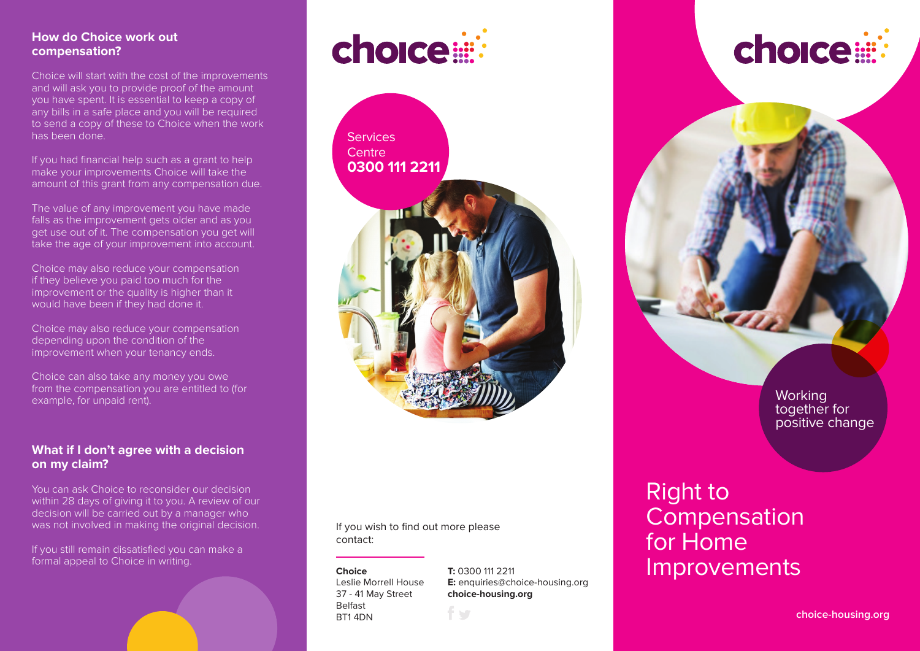## How do Choice work out compensation?

Choice will start with the cost of the improvements and will ask you to provide proof of the amount you have spent. It is essential to keep a copy of any bills in a safe place and you will be required to send a copy of these to Choice when the work has been done.

If you had financial help such as a grant to help make your improvements Choice will take the amount of this grant from any compensation due.

The value of any improvement you have made falls as the improvement gets older and as you get use out of it. The compensation you get will take the age of your improvement into account.

Choice may also reduce your compensation if they believe you paid too much for the improvement or the quality is higher than it would have been if they had done it.

Choice may also reduce your compensation depending upon the condition of the improvement when your tenancy ends.

Choice can also take any money you owe from the compensation you are entitled to (for example, for unpaid rent).

## What if I don't agree with a decision on my claim?

You can ask Choice to reconsider our decision within 28 days of giving it to you. A review of our decision will be carried out by a manager who was not involved in making the original decision.

If you still remain dissatisfied you can make a formal appeal to Choice in writing.

choice

Services Centre
**0300 111 2211**

If you wish to find out more please contact:

**Choice**
Leslie Morrell House
37 - 41 May Street
Belfast
BT1 4DN

**T:** 0300 111 2211
**E:** enquiries@choice-housing.org
**choice-housing.org**

choice

Working together for positive change

# Right to Compensation for Home Improvements

**choice-housing.org**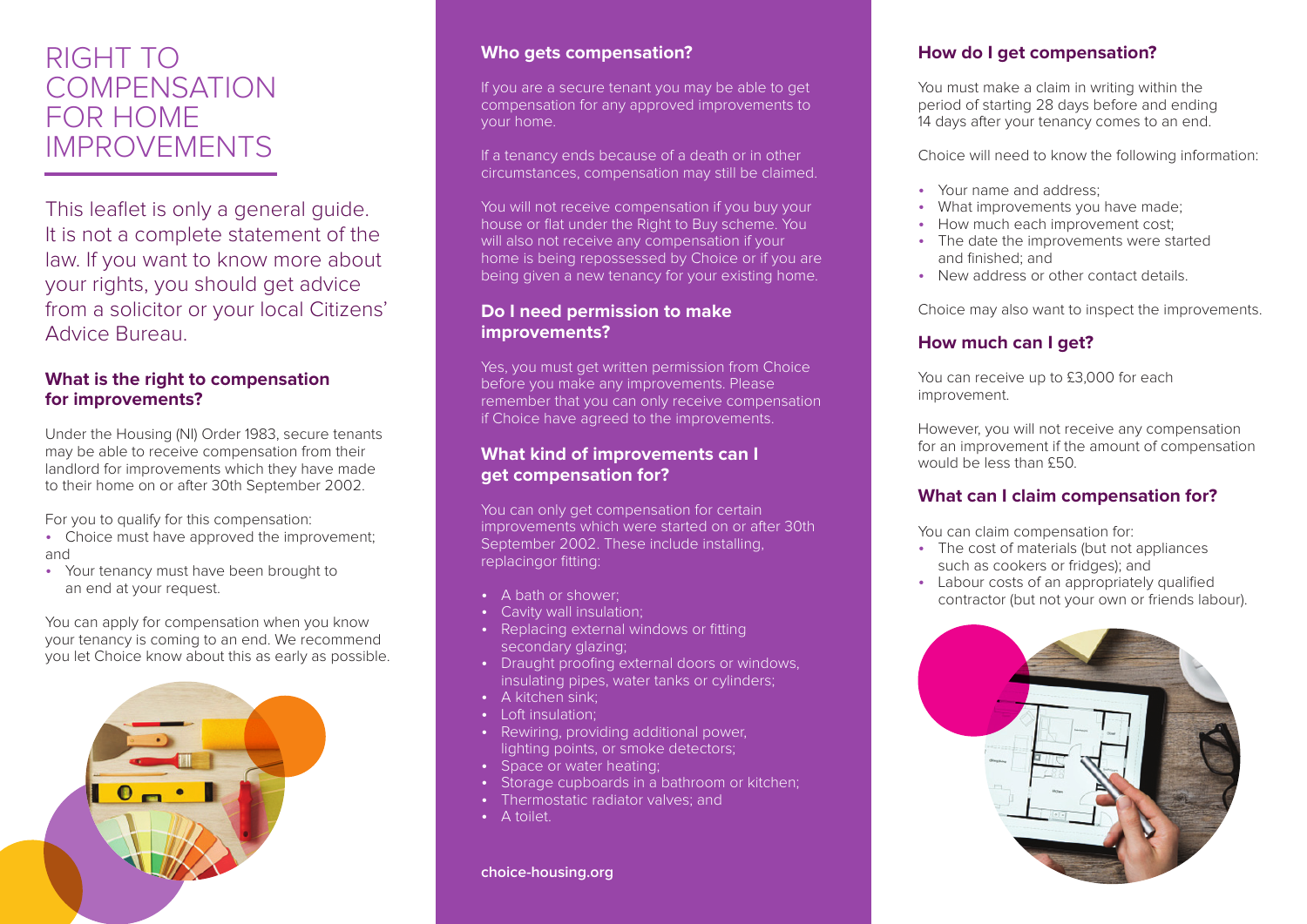# RIGHT TO COMPENSATION FOR HOME IMPROVEMENTS

This leaflet is only a general guide. It is not a complete statement of the law. If you want to know more about your rights, you should get advice from a solicitor or your local Citizens' Advice Bureau.

## What is the right to compensation for improvements?

Under the Housing (NI) Order 1983, secure tenants may be able to receive compensation from their landlord for improvements which they have made to their home on or after 30th September 2002.

For you to qualify for this compensation:

- Choice must have approved the improvement; and
- Your tenancy must have been brought to an end at your request.

You can apply for compensation when you know your tenancy is coming to an end. We recommend you let Choice know about this as early as possible.

## Who gets compensation?

If you are a secure tenant you may be able to get compensation for any approved improvements to your home.

If a tenancy ends because of a death or in other circumstances, compensation may still be claimed.

You will not receive compensation if you buy your house or flat under the Right to Buy scheme. You will also not receive any compensation if your home is being repossessed by Choice or if you are being given a new tenancy for your existing home.

## Do I need permission to make improvements?

Yes, you must get written permission from Choice before you make any improvements. Please remember that you can only receive compensation if Choice have agreed to the improvements.

## What kind of improvements can I get compensation for?

You can only get compensation for certain improvements which were started on or after 30th September 2002. These include installing, replacingor fitting:

- A bath or shower;
- Cavity wall insulation;
- Replacing external windows or fitting secondary glazing;
- Draught proofing external doors or windows, insulating pipes, water tanks or cylinders;
- A kitchen sink;
- Loft insulation;
- Rewiring, providing additional power, lighting points, or smoke detectors;
- Space or water heating;
- Storage cupboards in a bathroom or kitchen;
- Thermostatic radiator valves; and
- A toilet.

**choice-housing.org**

## How do I get compensation?

You must make a claim in writing within the period of starting 28 days before and ending 14 days after your tenancy comes to an end.

Choice will need to know the following information:

- Your name and address;
- What improvements you have made;
- How much each improvement cost;
- The date the improvements were started and finished; and
- New address or other contact details.

Choice may also want to inspect the improvements.

## How much can I get?

You can receive up to £3,000 for each improvement.

However, you will not receive any compensation for an improvement if the amount of compensation would be less than £50.

## What can I claim compensation for?

You can claim compensation for:

- The cost of materials (but not appliances such as cookers or fridges); and
- Labour costs of an appropriately qualified contractor (but not your own or friends labour).